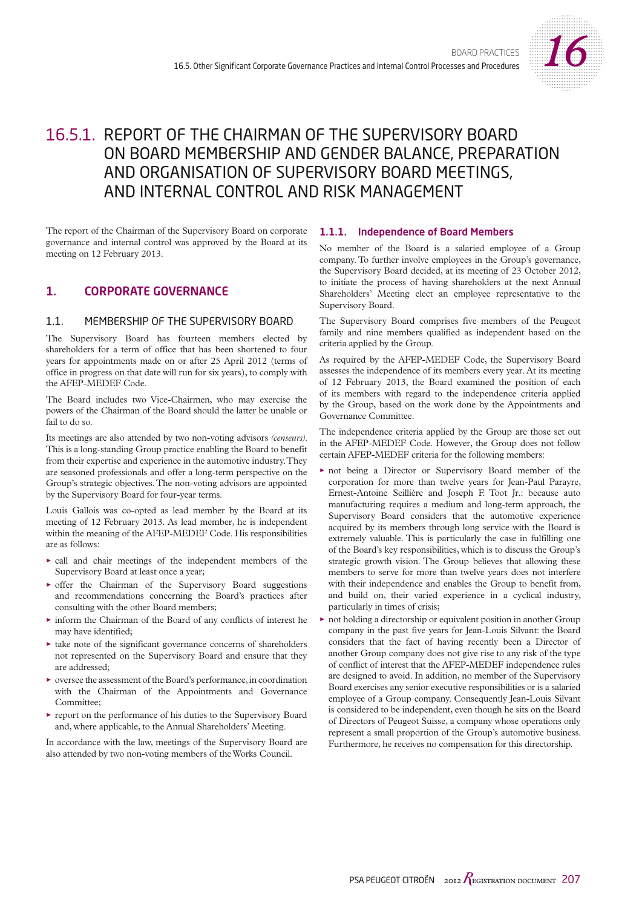# 16.5.1. REPORT OF THE CHAIRMAN OF THE SUPERVISORY BOARD ON BOARD MEMBERSHIP AND GENDER BALANCE, PREPARATION AND ORGANISATION OF SUPERVISORY BOARD MEETINGS, AND INTERNAL CONTROL AND RISK MANAGEMENT

The report of the Chairman of the Supervisory Board on corporate governance and internal control was approved by the Board at its meeting on 12 February 2013.

## 1. CORPORATE GOVERNANCE

### 1.1. MEMBERSHIP OF THE SUPERVISORY BOARD

The Supervisory Board has fourteen members elected by shareholders for a term of office that has been shortened to four years for appointments made on or after 25 April 2012 (terms of office in progress on that date will run for six years), to comply with the AFEP-MEDEF Code.

The Board includes two Vice-Chairmen, who may exercise the powers of the Chairman of the Board should the latter be unable or fail to do so.

Its meetings are also attended by two non-voting advisors *(censeurs)*. This is a long-standing Group practice enabling the Board to benefit from their expertise and experience in the automotive industry. They are seasoned professionals and offer a long-term perspective on the Group's strategic objectives. The non-voting advisors are appointed by the Supervisory Board for four-year terms.

Louis Gallois was co-opted as lead member by the Board at its meeting of 12 February 2013. As lead member, he is independent within the meaning of the AFEP-MEDEF Code. His responsibilities are as follows:

- call and chair meetings of the independent members of the Supervisory Board at least once a year;
- offer the Chairman of the Supervisory Board suggestions and recommendations concerning the Board's practices after consulting with the other Board members;
- inform the Chairman of the Board of any conflicts of interest he may have identified;
- take note of the significant governance concerns of shareholders not represented on the Supervisory Board and ensure that they are addressed;
- oversee the assessment of the Board's performance, in coordination with the Chairman of the Appointments and Governance Committee;
- report on the performance of his duties to the Supervisory Board and, where applicable, to the Annual Shareholders' Meeting.

In accordance with the law, meetings of the Supervisory Board are also attended by two non-voting members of the Works Council.

#### 1.1.1. Independence of Board Members

No member of the Board is a salaried employee of a Group company. To further involve employees in the Group's governance, the Supervisory Board decided, at its meeting of 23 October 2012, to initiate the process of having shareholders at the next Annual Shareholders' Meeting elect an employee representative to the Supervisory Board.

The Supervisory Board comprises five members of the Peugeot family and nine members qualified as independent based on the criteria applied by the Group.

As required by the AFEP-MEDEF Code, the Supervisory Board assesses the independence of its members every year. At its meeting of 12 February 2013, the Board examined the position of each of its members with regard to the independence criteria applied by the Group, based on the work done by the Appointments and Governance Committee.

The independence criteria applied by the Group are those set out in the AFEP-MEDEF Code. However, the Group does not follow certain AFEP-MEDEF criteria for the following members:

- not being a Director or Supervisory Board member of the corporation for more than twelve years for Jean-Paul Parayre, Ernest-Antoine Seillière and Joseph F. Toot Jr.: because auto manufacturing requires a medium and long-term approach, the Supervisory Board considers that the automotive experience acquired by its members through long service with the Board is extremely valuable. This is particularly the case in fulfilling one of the Board's key responsibilities, which is to discuss the Group's strategic growth vision. The Group believes that allowing these members to serve for more than twelve years does not interfere with their independence and enables the Group to benefit from, and build on, their varied experience in a cyclical industry, particularly in times of crisis;
- not holding a directorship or equivalent position in another Group company in the past five years for Jean-Louis Silvant: the Board considers that the fact of having recently been a Director of another Group company does not give rise to any risk of the type of conflict of interest that the AFEP-MEDEF independence rules are designed to avoid. In addition, no member of the Supervisory Board exercises any senior executive responsibilities or is a salaried employee of a Group company. Consequently Jean-Louis Silvant is considered to be independent, even though he sits on the Board of Directors of Peugeot Suisse, a company whose operations only represent a small proportion of the Group's automotive business. Furthermore, he receives no compensation for this directorship.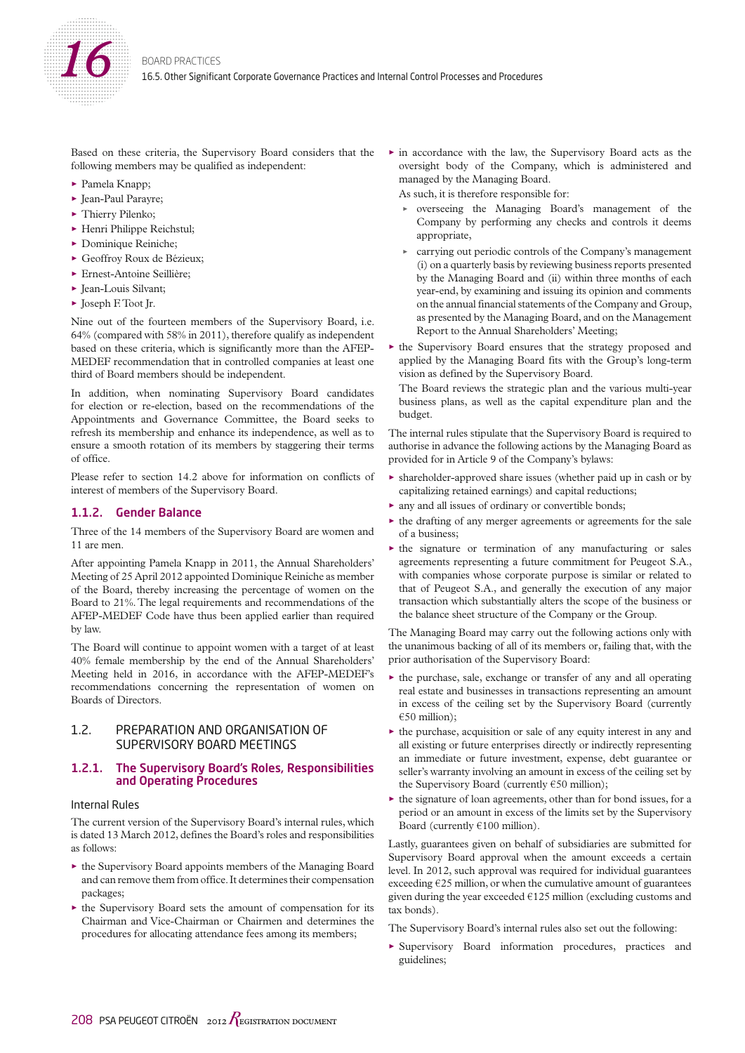Based on these criteria, the Supervisory Board considers that the following members may be qualified as independent:

- Pamela Knapp;
- Jean-Paul Parayre;
- Thierry Pilenko;
- Henri Philippe Reichstul;
- Dominique Reiniche;
- Geoffroy Roux de Bézieux;
- Ernest-Antoine Seillière;
- Jean-Louis Silvant;
- Joseph F. Toot Jr.

Nine out of the fourteen members of the Supervisory Board, i.e. 64% (compared with 58% in 2011), therefore qualify as independent based on these criteria, which is significantly more than the AFEP-MEDEF recommendation that in controlled companies at least one third of Board members should be independent.

In addition, when nominating Supervisory Board candidates for election or re-election, based on the recommendations of the Appointments and Governance Committee, the Board seeks to refresh its membership and enhance its independence, as well as to ensure a smooth rotation of its members by staggering their terms of office.

Please refer to section 14.2 above for information on conflicts of interest of members of the Supervisory Board.

### 1.1.2. Gender Balance

Three of the 14 members of the Supervisory Board are women and 11 are men.

After appointing Pamela Knapp in 2011, the Annual Shareholders' Meeting of 25 April 2012 appointed Dominique Reiniche as member of the Board, thereby increasing the percentage of women on the Board to 21%. The legal requirements and recommendations of the AFEP-MEDEF Code have thus been applied earlier than required by law.

The Board will continue to appoint women with a target of at least 40% female membership by the end of the Annual Shareholders' Meeting held in 2016, in accordance with the AFEP-MEDEF's recommendations concerning the representation of women on Boards of Directors.

## 1.2. PREPARATION AND ORGANISATION OF SUPERVISORY BOARD MEETINGS

### 1.2.1. The Supervisory Board's Roles, Responsibilities and Operating Procedures

#### Internal Rules

The current version of the Supervisory Board's internal rules, which is dated 13 March 2012, defines the Board's roles and responsibilities as follows:

- the Supervisory Board appoints members of the Managing Board and can remove them from office. It determines their compensation packages;
- the Supervisory Board sets the amount of compensation for its Chairman and Vice-Chairman or Chairmen and determines the procedures for allocating attendance fees among its members;
- in accordance with the law, the Supervisory Board acts as the oversight body of the Company, which is administered and managed by the Managing Board.

  As such, it is therefore responsible for:
  - overseeing the Managing Board's management of the Company by performing any checks and controls it deems appropriate,
  - carrying out periodic controls of the Company's management (i) on a quarterly basis by reviewing business reports presented by the Managing Board and (ii) within three months of each year-end, by examining and issuing its opinion and comments on the annual financial statements of the Company and Group, as presented by the Managing Board, and on the Management Report to the Annual Shareholders' Meeting;
- the Supervisory Board ensures that the strategy proposed and applied by the Managing Board fits with the Group's long-term vision as defined by the Supervisory Board.

  The Board reviews the strategic plan and the various multi-year business plans, as well as the capital expenditure plan and the budget.

The internal rules stipulate that the Supervisory Board is required to authorise in advance the following actions by the Managing Board as provided for in Article 9 of the Company's bylaws:

- shareholder-approved share issues (whether paid up in cash or by capitalizing retained earnings) and capital reductions;
- any and all issues of ordinary or convertible bonds;
- the drafting of any merger agreements or agreements for the sale of a business;
- the signature or termination of any manufacturing or sales agreements representing a future commitment for Peugeot S.A., with companies whose corporate purpose is similar or related to that of Peugeot S.A., and generally the execution of any major transaction which substantially alters the scope of the business or the balance sheet structure of the Company or the Group.

The Managing Board may carry out the following actions only with the unanimous backing of all of its members or, failing that, with the prior authorisation of the Supervisory Board:

- the purchase, sale, exchange or transfer of any and all operating real estate and businesses in transactions representing an amount in excess of the ceiling set by the Supervisory Board (currently €50 million);
- the purchase, acquisition or sale of any equity interest in any and all existing or future enterprises directly or indirectly representing an immediate or future investment, expense, debt guarantee or seller's warranty involving an amount in excess of the ceiling set by the Supervisory Board (currently €50 million);
- the signature of loan agreements, other than for bond issues, for a period or an amount in excess of the limits set by the Supervisory Board (currently €100 million).

Lastly, guarantees given on behalf of subsidiaries are submitted for Supervisory Board approval when the amount exceeds a certain level. In 2012, such approval was required for individual guarantees exceeding €25 million, or when the cumulative amount of guarantees given during the year exceeded €125 million (excluding customs and tax bonds).

The Supervisory Board's internal rules also set out the following:

- Supervisory Board information procedures, practices and guidelines;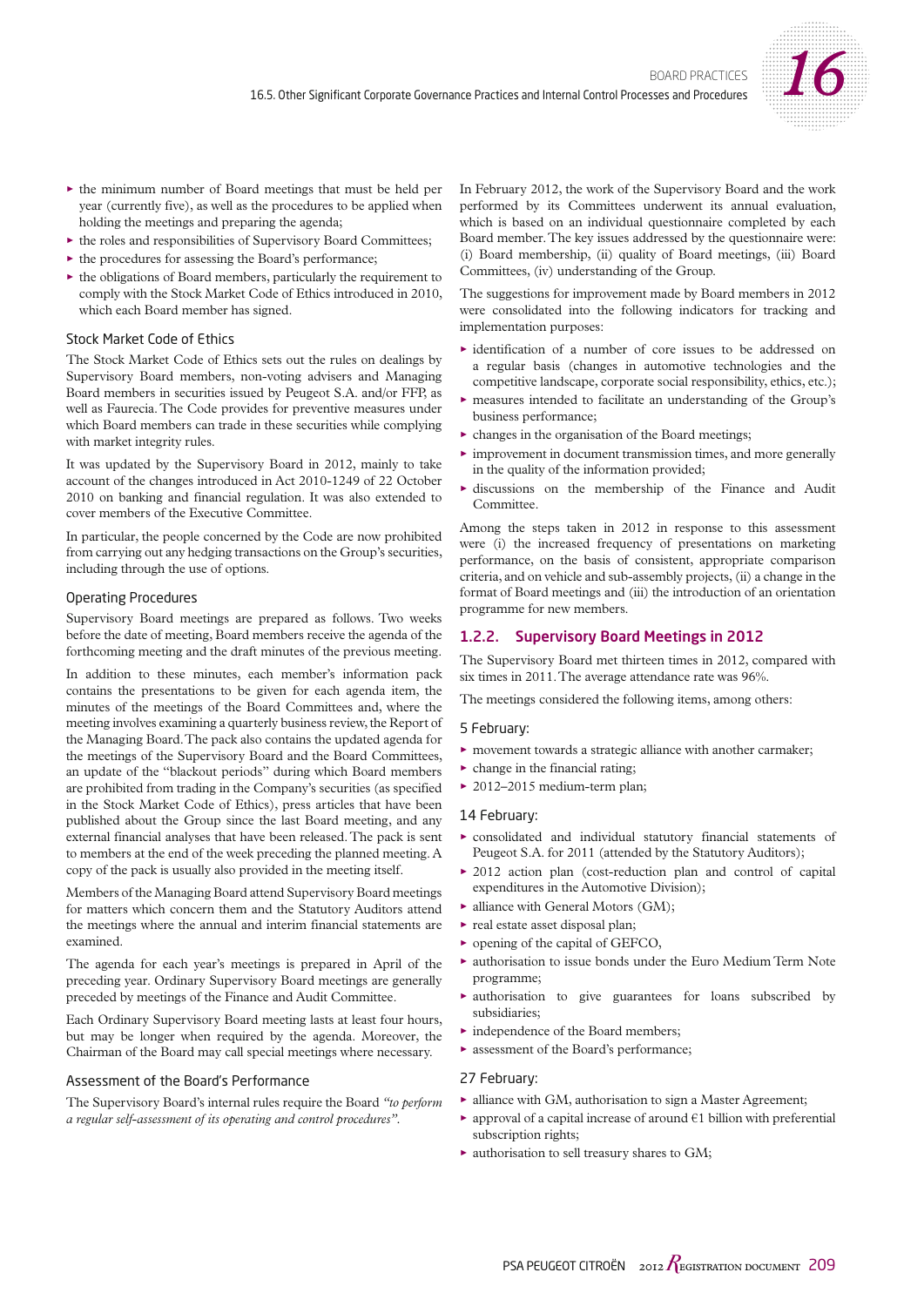- the minimum number of Board meetings that must be held per year (currently five), as well as the procedures to be applied when holding the meetings and preparing the agenda;
- the roles and responsibilities of Supervisory Board Committees;
- the procedures for assessing the Board's performance;
- the obligations of Board members, particularly the requirement to comply with the Stock Market Code of Ethics introduced in 2010, which each Board member has signed.

### Stock Market Code of Ethics

The Stock Market Code of Ethics sets out the rules on dealings by Supervisory Board members, non-voting advisers and Managing Board members in securities issued by Peugeot S.A. and/or FFP, as well as Faurecia. The Code provides for preventive measures under which Board members can trade in these securities while complying with market integrity rules.

It was updated by the Supervisory Board in 2012, mainly to take account of the changes introduced in Act 2010-1249 of 22 October 2010 on banking and financial regulation. It was also extended to cover members of the Executive Committee.

In particular, the people concerned by the Code are now prohibited from carrying out any hedging transactions on the Group's securities, including through the use of options.

### Operating Procedures

Supervisory Board meetings are prepared as follows. Two weeks before the date of meeting, Board members receive the agenda of the forthcoming meeting and the draft minutes of the previous meeting.

In addition to these minutes, each member's information pack contains the presentations to be given for each agenda item, the minutes of the meetings of the Board Committees and, where the meeting involves examining a quarterly business review, the Report of the Managing Board. The pack also contains the updated agenda for the meetings of the Supervisory Board and the Board Committees, an update of the "blackout periods" during which Board members are prohibited from trading in the Company's securities (as specified in the Stock Market Code of Ethics), press articles that have been published about the Group since the last Board meeting, and any external financial analyses that have been released. The pack is sent to members at the end of the week preceding the planned meeting. A copy of the pack is usually also provided in the meeting itself.

Members of the Managing Board attend Supervisory Board meetings for matters which concern them and the Statutory Auditors attend the meetings where the annual and interim financial statements are examined.

The agenda for each year's meetings is prepared in April of the preceding year. Ordinary Supervisory Board meetings are generally preceded by meetings of the Finance and Audit Committee.

Each Ordinary Supervisory Board meeting lasts at least four hours, but may be longer when required by the agenda. Moreover, the Chairman of the Board may call special meetings where necessary.

### Assessment of the Board's Performance

The Supervisory Board's internal rules require the Board *"to perform a regular self-assessment of its operating and control procedures"*.

In February 2012, the work of the Supervisory Board and the work performed by its Committees underwent its annual evaluation, which is based on an individual questionnaire completed by each Board member. The key issues addressed by the questionnaire were: (i) Board membership, (ii) quality of Board meetings, (iii) Board Committees, (iv) understanding of the Group.

The suggestions for improvement made by Board members in 2012 were consolidated into the following indicators for tracking and implementation purposes:

- identification of a number of core issues to be addressed on a regular basis (changes in automotive technologies and the competitive landscape, corporate social responsibility, ethics, etc.);
- measures intended to facilitate an understanding of the Group's business performance;
- changes in the organisation of the Board meetings;
- improvement in document transmission times, and more generally in the quality of the information provided;
- discussions on the membership of the Finance and Audit Committee.

Among the steps taken in 2012 in response to this assessment were (i) the increased frequency of presentations on marketing performance, on the basis of consistent, appropriate comparison criteria, and on vehicle and sub-assembly projects, (ii) a change in the format of Board meetings and (iii) the introduction of an orientation programme for new members.

## 1.2.2. Supervisory Board Meetings in 2012

The Supervisory Board met thirteen times in 2012, compared with six times in 2011. The average attendance rate was 96%.

The meetings considered the following items, among others:

### 5 February:

- movement towards a strategic alliance with another carmaker;
- change in the financial rating;
- 2012–2015 medium-term plan;

### 14 February:

- consolidated and individual statutory financial statements of Peugeot S.A. for 2011 (attended by the Statutory Auditors);
- 2012 action plan (cost-reduction plan and control of capital expenditures in the Automotive Division);
- alliance with General Motors (GM);
- real estate asset disposal plan;
- opening of the capital of GEFCO,
- authorisation to issue bonds under the Euro Medium Term Note programme;
- authorisation to give guarantees for loans subscribed by subsidiaries;
- independence of the Board members;
- assessment of the Board's performance;

### 27 February:

- alliance with GM, authorisation to sign a Master Agreement;
- approval of a capital increase of around €1 billion with preferential subscription rights;
- authorisation to sell treasury shares to GM;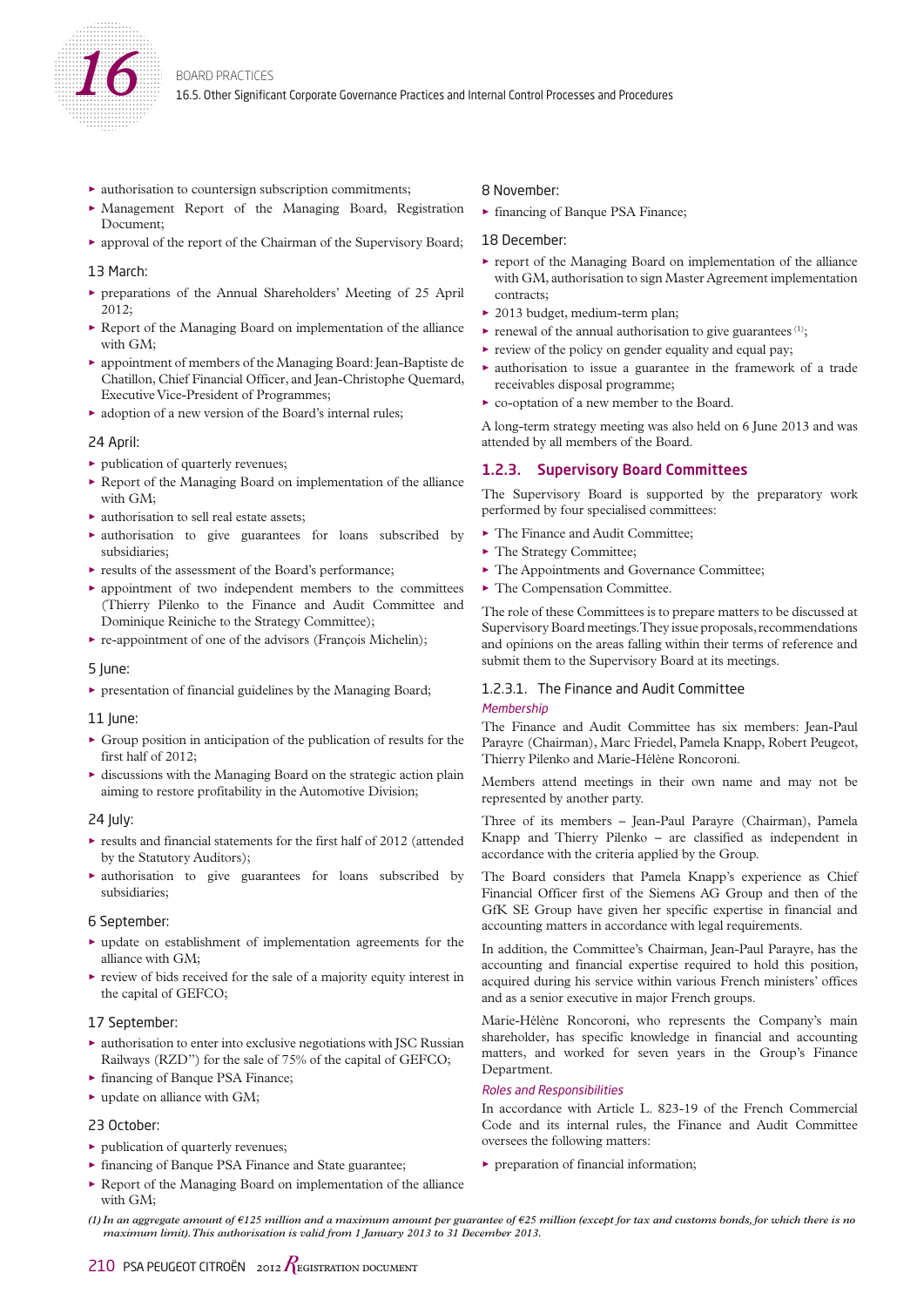- authorisation to countersign subscription commitments;
- Management Report of the Managing Board, Registration Document;
- approval of the report of the Chairman of the Supervisory Board;

13 March:

- preparations of the Annual Shareholders' Meeting of 25 April 2012;
- Report of the Managing Board on implementation of the alliance with GM;
- appointment of members of the Managing Board: Jean-Baptiste de Chatillon, Chief Financial Officer, and Jean-Christophe Quemard, Executive Vice-President of Programmes;
- adoption of a new version of the Board's internal rules;

24 April:

- publication of quarterly revenues;
- Report of the Managing Board on implementation of the alliance with GM;
- authorisation to sell real estate assets;
- authorisation to give guarantees for loans subscribed by subsidiaries;
- results of the assessment of the Board's performance;
- appointment of two independent members to the committees (Thierry Pilenko to the Finance and Audit Committee and Dominique Reiniche to the Strategy Committee);
- re-appointment of one of the advisors (François Michelin);

5 June:

- presentation of financial guidelines by the Managing Board;

11 June:

- Group position in anticipation of the publication of results for the first half of 2012;
- discussions with the Managing Board on the strategic action plain aiming to restore profitability in the Automotive Division;

24 July:

- results and financial statements for the first half of 2012 (attended by the Statutory Auditors);
- authorisation to give guarantees for loans subscribed by subsidiaries;

6 September:

- update on establishment of implementation agreements for the alliance with GM;
- review of bids received for the sale of a majority equity interest in the capital of GEFCO;

17 September:

- authorisation to enter into exclusive negotiations with JSC Russian Railways (RZD") for the sale of 75% of the capital of GEFCO;
- financing of Banque PSA Finance;
- update on alliance with GM;

23 October:

- publication of quarterly revenues;
- financing of Banque PSA Finance and State guarantee;
- Report of the Managing Board on implementation of the alliance with GM;

8 November:

- financing of Banque PSA Finance;

18 December:

- report of the Managing Board on implementation of the alliance with GM, authorisation to sign Master Agreement implementation contracts;
- 2013 budget, medium-term plan;
- renewal of the annual authorisation to give guarantees [(1)];
- review of the policy on gender equality and equal pay;
- authorisation to issue a guarantee in the framework of a trade receivables disposal programme;
- co-optation of a new member to the Board.

A long-term strategy meeting was also held on 6 June 2013 and was attended by all members of the Board.

## 1.2.3. Supervisory Board Committees

The Supervisory Board is supported by the preparatory work performed by four specialised committees:

- The Finance and Audit Committee;
- The Strategy Committee;
- The Appointments and Governance Committee;
- The Compensation Committee.

The role of these Committees is to prepare matters to be discussed at Supervisory Board meetings. They issue proposals, recommendations and opinions on the areas falling within their terms of reference and submit them to the Supervisory Board at its meetings.

### 1.2.3.1. The Finance and Audit Committee

*Membership*

The Finance and Audit Committee has six members: Jean-Paul Parayre (Chairman), Marc Friedel, Pamela Knapp, Robert Peugeot, Thierry Pilenko and Marie-Hélène Roncoroni.

Members attend meetings in their own name and may not be represented by another party.

Three of its members – Jean-Paul Parayre (Chairman), Pamela Knapp and Thierry Pilenko – are classified as independent in accordance with the criteria applied by the Group.

The Board considers that Pamela Knapp's experience as Chief Financial Officer first of the Siemens AG Group and then of the GfK SE Group have given her specific expertise in financial and accounting matters in accordance with legal requirements.

In addition, the Committee's Chairman, Jean-Paul Parayre, has the accounting and financial expertise required to hold this position, acquired during his service within various French ministers' offices and as a senior executive in major French groups.

Marie-Hélène Roncoroni, who represents the Company's main shareholder, has specific knowledge in financial and accounting matters, and worked for seven years in the Group's Finance Department.

*Roles and Responsibilities*

In accordance with Article L. 823-19 of the French Commercial Code and its internal rules, the Finance and Audit Committee oversees the following matters:

- preparation of financial information;

*(1) In an aggregate amount of €125 million and a maximum amount per guarantee of €25 million (except for tax and customs bonds, for which there is no maximum limit). This authorisation is valid from 1 January 2013 to 31 December 2013.*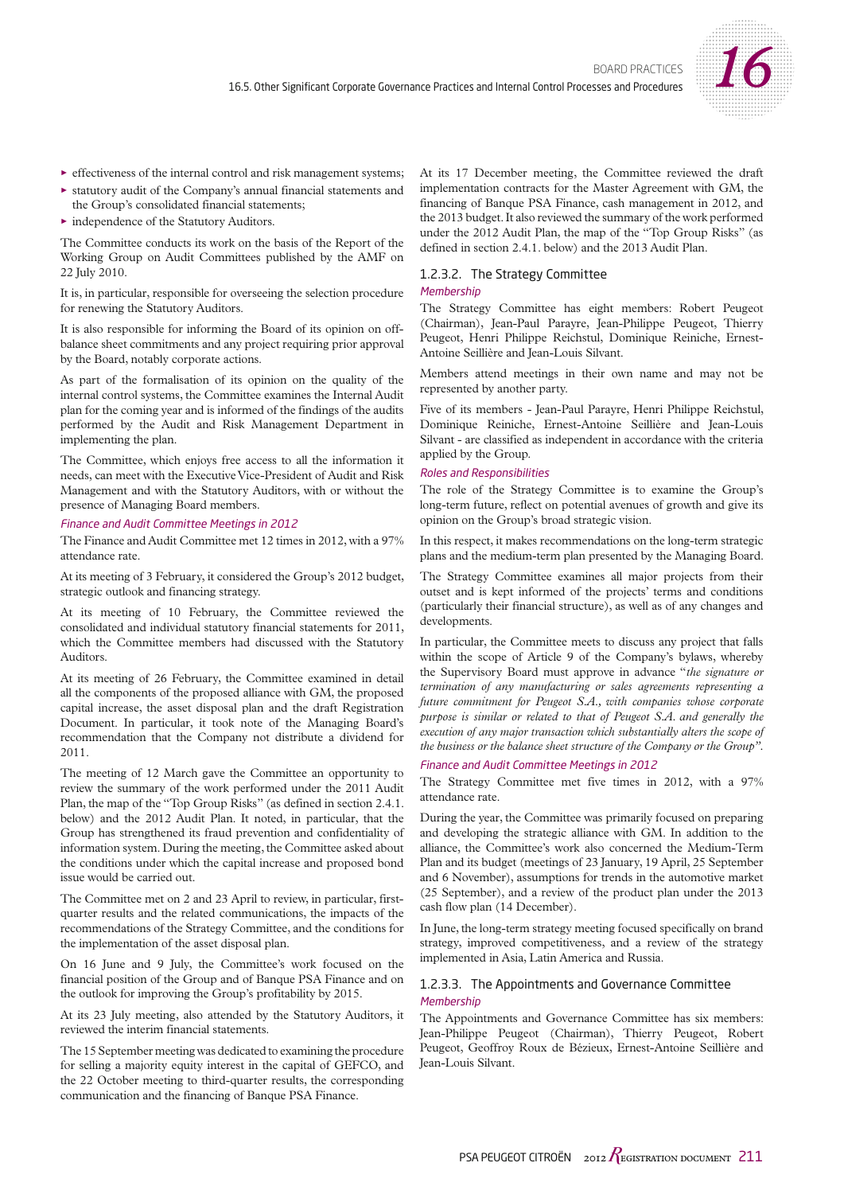- effectiveness of the internal control and risk management systems;
- statutory audit of the Company's annual financial statements and the Group's consolidated financial statements;
- independence of the Statutory Auditors.

The Committee conducts its work on the basis of the Report of the Working Group on Audit Committees published by the AMF on 22 July 2010.

It is, in particular, responsible for overseeing the selection procedure for renewing the Statutory Auditors.

It is also responsible for informing the Board of its opinion on off-balance sheet commitments and any project requiring prior approval by the Board, notably corporate actions.

As part of the formalisation of its opinion on the quality of the internal control systems, the Committee examines the Internal Audit plan for the coming year and is informed of the findings of the audits performed by the Audit and Risk Management Department in implementing the plan.

The Committee, which enjoys free access to all the information it needs, can meet with the Executive Vice-President of Audit and Risk Management and with the Statutory Auditors, with or without the presence of Managing Board members.

*Finance and Audit Committee Meetings in 2012*

The Finance and Audit Committee met 12 times in 2012, with a 97% attendance rate.

At its meeting of 3 February, it considered the Group's 2012 budget, strategic outlook and financing strategy.

At its meeting of 10 February, the Committee reviewed the consolidated and individual statutory financial statements for 2011, which the Committee members had discussed with the Statutory Auditors.

At its meeting of 26 February, the Committee examined in detail all the components of the proposed alliance with GM, the proposed capital increase, the asset disposal plan and the draft Registration Document. In particular, it took note of the Managing Board's recommendation that the Company not distribute a dividend for 2011.

The meeting of 12 March gave the Committee an opportunity to review the summary of the work performed under the 2011 Audit Plan, the map of the "Top Group Risks" (as defined in section 2.4.1. below) and the 2012 Audit Plan. It noted, in particular, that the Group has strengthened its fraud prevention and confidentiality of information system. During the meeting, the Committee asked about the conditions under which the capital increase and proposed bond issue would be carried out.

The Committee met on 2 and 23 April to review, in particular, first-quarter results and the related communications, the impacts of the recommendations of the Strategy Committee, and the conditions for the implementation of the asset disposal plan.

On 16 June and 9 July, the Committee's work focused on the financial position of the Group and of Banque PSA Finance and on the outlook for improving the Group's profitability by 2015.

At its 23 July meeting, also attended by the Statutory Auditors, it reviewed the interim financial statements.

The 15 September meeting was dedicated to examining the procedure for selling a majority equity interest in the capital of GEFCO, and the 22 October meeting to third-quarter results, the corresponding communication and the financing of Banque PSA Finance.

At its 17 December meeting, the Committee reviewed the draft implementation contracts for the Master Agreement with GM, the financing of Banque PSA Finance, cash management in 2012, and the 2013 budget. It also reviewed the summary of the work performed under the 2012 Audit Plan, the map of the "Top Group Risks" (as defined in section 2.4.1. below) and the 2013 Audit Plan.

### 1.2.3.2. The Strategy Committee

*Membership*

The Strategy Committee has eight members: Robert Peugeot (Chairman), Jean-Paul Parayre, Jean-Philippe Peugeot, Thierry Peugeot, Henri Philippe Reichstul, Dominique Reiniche, Ernest-Antoine Seillière and Jean-Louis Silvant.

Members attend meetings in their own name and may not be represented by another party.

Five of its members - Jean-Paul Parayre, Henri Philippe Reichstul, Dominique Reiniche, Ernest-Antoine Seillière and Jean-Louis Silvant - are classified as independent in accordance with the criteria applied by the Group.

*Roles and Responsibilities*

The role of the Strategy Committee is to examine the Group's long-term future, reflect on potential avenues of growth and give its opinion on the Group's broad strategic vision.

In this respect, it makes recommendations on the long-term strategic plans and the medium-term plan presented by the Managing Board.

The Strategy Committee examines all major projects from their outset and is kept informed of the projects' terms and conditions (particularly their financial structure), as well as of any changes and developments.

In particular, the Committee meets to discuss any project that falls within the scope of Article 9 of the Company's bylaws, whereby the Supervisory Board must approve in advance "*the signature or termination of any manufacturing or sales agreements representing a future commitment for Peugeot S.A., with companies whose corporate purpose is similar or related to that of Peugeot S.A. and generally the execution of any major transaction which substantially alters the scope of the business or the balance sheet structure of the Company or the Group*".

*Finance and Audit Committee Meetings in 2012*

The Strategy Committee met five times in 2012, with a 97% attendance rate.

During the year, the Committee was primarily focused on preparing and developing the strategic alliance with GM. In addition to the alliance, the Committee's work also concerned the Medium-Term Plan and its budget (meetings of 23 January, 19 April, 25 September and 6 November), assumptions for trends in the automotive market (25 September), and a review of the product plan under the 2013 cash flow plan (14 December).

In June, the long-term strategy meeting focused specifically on brand strategy, improved competitiveness, and a review of the strategy implemented in Asia, Latin America and Russia.

### 1.2.3.3. The Appointments and Governance Committee

*Membership*

The Appointments and Governance Committee has six members: Jean-Philippe Peugeot (Chairman), Thierry Peugeot, Robert Peugeot, Geoffroy Roux de Bézieux, Ernest-Antoine Seillière and Jean-Louis Silvant.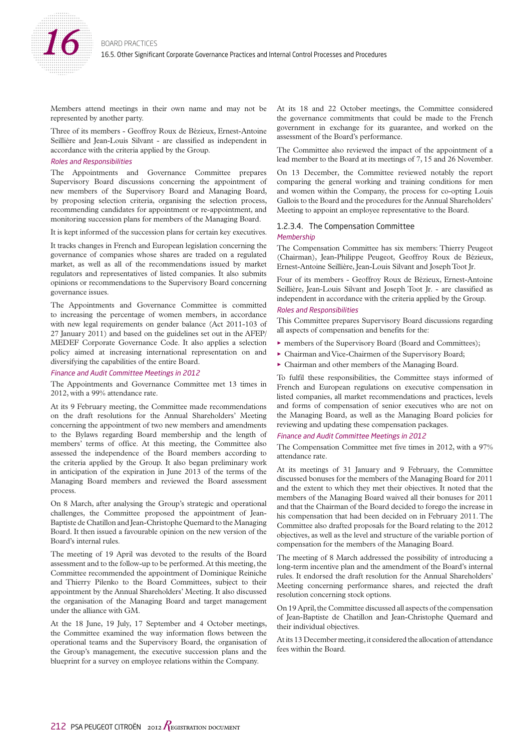Members attend meetings in their own name and may not be represented by another party.

Three of its members - Geoffroy Roux de Bézieux, Ernest-Antoine Seillière and Jean-Louis Silvant - are classified as independent in accordance with the criteria applied by the Group.

*Roles and Responsibilities*

The Appointments and Governance Committee prepares Supervisory Board discussions concerning the appointment of new members of the Supervisory Board and Managing Board, by proposing selection criteria, organising the selection process, recommending candidates for appointment or re-appointment, and monitoring succession plans for members of the Managing Board.

It is kept informed of the succession plans for certain key executives.

It tracks changes in French and European legislation concerning the governance of companies whose shares are traded on a regulated market, as well as all of the recommendations issued by market regulators and representatives of listed companies. It also submits opinions or recommendations to the Supervisory Board concerning governance issues.

The Appointments and Governance Committee is committed to increasing the percentage of women members, in accordance with new legal requirements on gender balance (Act 2011-103 of 27 January 2011) and based on the guidelines set out in the AFEP/MEDEF Corporate Governance Code. It also applies a selection policy aimed at increasing international representation on and diversifying the capabilities of the entire Board.

*Finance and Audit Committee Meetings in 2012*

The Appointments and Governance Committee met 13 times in 2012, with a 99% attendance rate.

At its 9 February meeting, the Committee made recommendations on the draft resolutions for the Annual Shareholders' Meeting concerning the appointment of two new members and amendments to the Bylaws regarding Board membership and the length of members' terms of office. At this meeting, the Committee also assessed the independence of the Board members according to the criteria applied by the Group. It also began preliminary work in anticipation of the expiration in June 2013 of the terms of the Managing Board members and reviewed the Board assessment process.

On 8 March, after analysing the Group's strategic and operational challenges, the Committee proposed the appointment of Jean-Baptiste de Chatillon and Jean-Christophe Quemard to the Managing Board. It then issued a favourable opinion on the new version of the Board's internal rules.

The meeting of 19 April was devoted to the results of the Board assessment and to the follow-up to be performed. At this meeting, the Committee recommended the appointment of Dominique Reiniche and Thierry Pilenko to the Board Committees, subject to their appointment by the Annual Shareholders' Meeting. It also discussed the organisation of the Managing Board and target management under the alliance with GM.

At the 18 June, 19 July, 17 September and 4 October meetings, the Committee examined the way information flows between the operational teams and the Supervisory Board, the organisation of the Group's management, the executive succession plans and the blueprint for a survey on employee relations within the Company.

At its 18 and 22 October meetings, the Committee considered the governance commitments that could be made to the French government in exchange for its guarantee, and worked on the assessment of the Board's performance.

The Committee also reviewed the impact of the appointment of a lead member to the Board at its meetings of 7, 15 and 26 November.

On 13 December, the Committee reviewed notably the report comparing the general working and training conditions for men and women within the Company, the process for co-opting Louis Gallois to the Board and the procedures for the Annual Shareholders' Meeting to appoint an employee representative to the Board.

### 1.2.3.4. The Compensation Committee

*Membership*

The Compensation Committee has six members: Thierry Peugeot (Chairman), Jean-Philippe Peugeot, Geoffroy Roux de Bézieux, Ernest-Antoine Seillière, Jean-Louis Silvant and Joseph Toot Jr.

Four of its members - Geoffroy Roux de Bézieux, Ernest-Antoine Seillière, Jean-Louis Silvant and Joseph Toot Jr. - are classified as independent in accordance with the criteria applied by the Group.

*Roles and Responsibilities*

This Committee prepares Supervisory Board discussions regarding all aspects of compensation and benefits for the:

- members of the Supervisory Board (Board and Committees);
- Chairman and Vice-Chairmen of the Supervisory Board;
- Chairman and other members of the Managing Board.

To fulfil these responsibilities, the Committee stays informed of French and European regulations on executive compensation in listed companies, all market recommendations and practices, levels and forms of compensation of senior executives who are not on the Managing Board, as well as the Managing Board policies for reviewing and updating these compensation packages.

*Finance and Audit Committee Meetings in 2012*

The Compensation Committee met five times in 2012, with a 97% attendance rate.

At its meetings of 31 January and 9 February, the Committee discussed bonuses for the members of the Managing Board for 2011 and the extent to which they met their objectives. It noted that the members of the Managing Board waived all their bonuses for 2011 and that the Chairman of the Board decided to forego the increase in his compensation that had been decided on in February 2011. The Committee also drafted proposals for the Board relating to the 2012 objectives, as well as the level and structure of the variable portion of compensation for the members of the Managing Board.

The meeting of 8 March addressed the possibility of introducing a long-term incentive plan and the amendment of the Board's internal rules. It endorsed the draft resolution for the Annual Shareholders' Meeting concerning performance shares, and rejected the draft resolution concerning stock options.

On 19 April, the Committee discussed all aspects of the compensation of Jean-Baptiste de Chatillon and Jean-Christophe Quemard and their individual objectives.

At its 13 December meeting, it considered the allocation of attendance fees within the Board.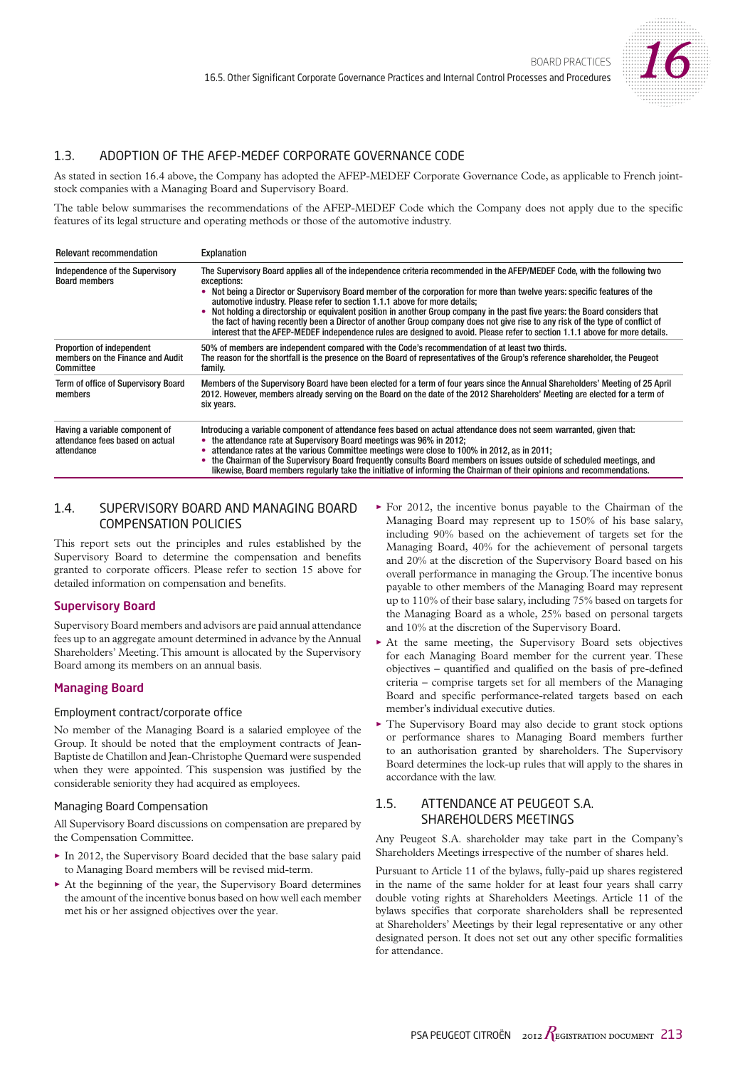## 1.3. ADOPTION OF THE AFEP-MEDEF CORPORATE GOVERNANCE CODE

As stated in section 16.4 above, the Company has adopted the AFEP-MEDEF Corporate Governance Code, as applicable to French joint-stock companies with a Managing Board and Supervisory Board.

The table below summarises the recommendations of the AFEP-MEDEF Code which the Company does not apply due to the specific features of its legal structure and operating methods or those of the automotive industry.

| Relevant recommendation | Explanation |
|---|---|
| Independence of the Supervisory Board members | The Supervisory Board applies all of the independence criteria recommended in the AFEP/MEDEF Code, with the following two exceptions:<br>• Not being a Director or Supervisory Board member of the corporation for more than twelve years: specific features of the automotive industry. Please refer to section 1.1.1 above for more details;<br>• Not holding a directorship or equivalent position in another Group company in the past five years: the Board considers that the fact of having recently been a Director of another Group company does not give rise to any risk of the type of conflict of interest that the AFEP-MEDEF independence rules are designed to avoid. Please refer to section 1.1.1 above for more details. |
| Proportion of independent members on the Finance and Audit Committee | 50% of members are independent compared with the Code's recommendation of at least two thirds.<br>The reason for the shortfall is the presence on the Board of representatives of the Group's reference shareholder, the Peugeot family. |
| Term of office of Supervisory Board members | Members of the Supervisory Board have been elected for a term of four years since the Annual Shareholders' Meeting of 25 April 2012. However, members already serving on the Board on the date of the 2012 Shareholders' Meeting are elected for a term of six years. |
| Having a variable component of attendance fees based on actual attendance | Introducing a variable component of attendance fees based on actual attendance does not seem warranted, given that:<br>• the attendance rate at Supervisory Board meetings was 96% in 2012;<br>• attendance rates at the various Committee meetings were close to 100% in 2012, as in 2011;<br>• the Chairman of the Supervisory Board frequently consults Board members on issues outside of scheduled meetings, and likewise, Board members regularly take the initiative of informing the Chairman of their opinions and recommendations. |

## 1.4. SUPERVISORY BOARD AND MANAGING BOARD COMPENSATION POLICIES

This report sets out the principles and rules established by the Supervisory Board to determine the compensation and benefits granted to corporate officers. Please refer to section 15 above for detailed information on compensation and benefits.

### Supervisory Board

Supervisory Board members and advisors are paid annual attendance fees up to an aggregate amount determined in advance by the Annual Shareholders' Meeting. This amount is allocated by the Supervisory Board among its members on an annual basis.

### Managing Board

#### Employment contract/corporate office

No member of the Managing Board is a salaried employee of the Group. It should be noted that the employment contracts of Jean-Baptiste de Chatillon and Jean-Christophe Quemard were suspended when they were appointed. This suspension was justified by the considerable seniority they had acquired as employees.

#### Managing Board Compensation

All Supervisory Board discussions on compensation are prepared by the Compensation Committee.

- In 2012, the Supervisory Board decided that the base salary paid to Managing Board members will be revised mid-term.
- At the beginning of the year, the Supervisory Board determines the amount of the incentive bonus based on how well each member met his or her assigned objectives over the year.
- For 2012, the incentive bonus payable to the Chairman of the Managing Board may represent up to 150% of his base salary, including 90% based on the achievement of targets set for the Managing Board, 40% for the achievement of personal targets and 20% at the discretion of the Supervisory Board based on his overall performance in managing the Group. The incentive bonus payable to other members of the Managing Board may represent up to 110% of their base salary, including 75% based on targets for the Managing Board as a whole, 25% based on personal targets and 10% at the discretion of the Supervisory Board.
- At the same meeting, the Supervisory Board sets objectives for each Managing Board member for the current year. These objectives – quantified and qualified on the basis of pre-defined criteria – comprise targets set for all members of the Managing Board and specific performance-related targets based on each member's individual executive duties.
- The Supervisory Board may also decide to grant stock options or performance shares to Managing Board members further to an authorisation granted by shareholders. The Supervisory Board determines the lock-up rules that will apply to the shares in accordance with the law.

## 1.5. ATTENDANCE AT PEUGEOT S.A. SHAREHOLDERS MEETINGS

Any Peugeot S.A. shareholder may take part in the Company's Shareholders Meetings irrespective of the number of shares held.

Pursuant to Article 11 of the bylaws, fully-paid up shares registered in the name of the same holder for at least four years shall carry double voting rights at Shareholders Meetings. Article 11 of the bylaws specifies that corporate shareholders shall be represented at Shareholders' Meetings by their legal representative or any other designated person. It does not set out any other specific formalities for attendance.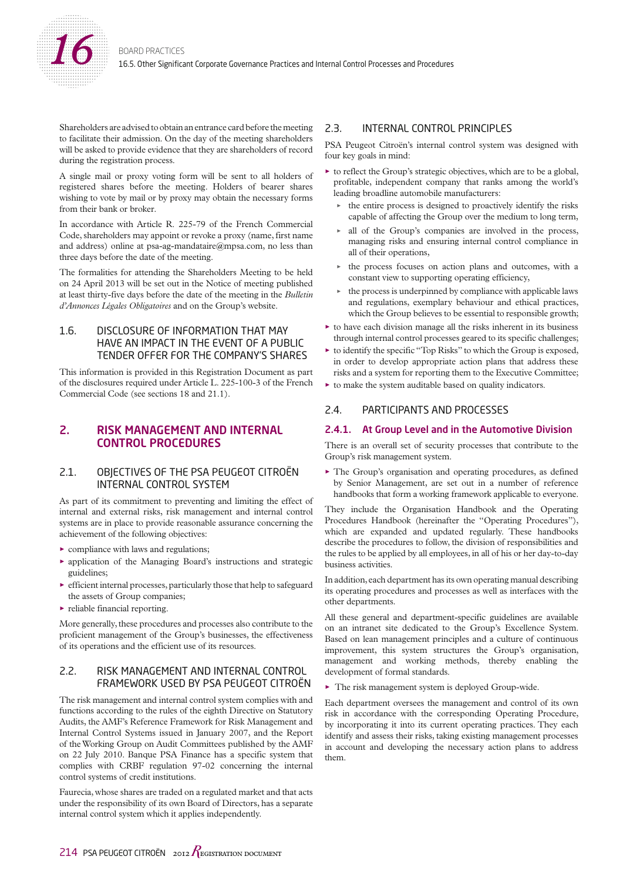Shareholders are advised to obtain an entrance card before the meeting to facilitate their admission. On the day of the meeting shareholders will be asked to provide evidence that they are shareholders of record during the registration process.

A single mail or proxy voting form will be sent to all holders of registered shares before the meeting. Holders of bearer shares wishing to vote by mail or by proxy may obtain the necessary forms from their bank or broker.

In accordance with Article R. 225-79 of the French Commercial Code, shareholders may appoint or revoke a proxy (name, first name and address) online at psa-ag-mandataire@mpsa.com, no less than three days before the date of the meeting.

The formalities for attending the Shareholders Meeting to be held on 24 April 2013 will be set out in the Notice of meeting published at least thirty-five days before the date of the meeting in the *Bulletin d'Annonces Légales Obligatoires* and on the Group's website.

### 1.6. DISCLOSURE OF INFORMATION THAT MAY HAVE AN IMPACT IN THE EVENT OF A PUBLIC TENDER OFFER FOR THE COMPANY'S SHARES

This information is provided in this Registration Document as part of the disclosures required under Article L. 225-100-3 of the French Commercial Code (see sections 18 and 21.1).

## 2. RISK MANAGEMENT AND INTERNAL CONTROL PROCEDURES

### 2.1. OBJECTIVES OF THE PSA PEUGEOT CITROËN INTERNAL CONTROL SYSTEM

As part of its commitment to preventing and limiting the effect of internal and external risks, risk management and internal control systems are in place to provide reasonable assurance concerning the achievement of the following objectives:

- compliance with laws and regulations;
- application of the Managing Board's instructions and strategic guidelines;
- efficient internal processes, particularly those that help to safeguard the assets of Group companies;
- reliable financial reporting.

More generally, these procedures and processes also contribute to the proficient management of the Group's businesses, the effectiveness of its operations and the efficient use of its resources.

### 2.2. RISK MANAGEMENT AND INTERNAL CONTROL FRAMEWORK USED BY PSA PEUGEOT CITROËN

The risk management and internal control system complies with and functions according to the rules of the eighth Directive on Statutory Audits, the AMF's Reference Framework for Risk Management and Internal Control Systems issued in January 2007, and the Report of the Working Group on Audit Committees published by the AMF on 22 July 2010. Banque PSA Finance has a specific system that complies with CRBF regulation 97-02 concerning the internal control systems of credit institutions.

Faurecia, whose shares are traded on a regulated market and that acts under the responsibility of its own Board of Directors, has a separate internal control system which it applies independently.

### 2.3. INTERNAL CONTROL PRINCIPLES

PSA Peugeot Citroën's internal control system was designed with four key goals in mind:

- to reflect the Group's strategic objectives, which are to be a global, profitable, independent company that ranks among the world's leading broadline automobile manufacturers:
  - the entire process is designed to proactively identify the risks capable of affecting the Group over the medium to long term,
  - all of the Group's companies are involved in the process, managing risks and ensuring internal control compliance in all of their operations,
  - the process focuses on action plans and outcomes, with a constant view to supporting operating efficiency,
  - the process is underpinned by compliance with applicable laws and regulations, exemplary behaviour and ethical practices, which the Group believes to be essential to responsible growth;
- to have each division manage all the risks inherent in its business through internal control processes geared to its specific challenges;
- to identify the specific "Top Risks" to which the Group is exposed, in order to develop appropriate action plans that address these risks and a system for reporting them to the Executive Committee;
- to make the system auditable based on quality indicators.

### 2.4. PARTICIPANTS AND PROCESSES

#### 2.4.1. At Group Level and in the Automotive Division

There is an overall set of security processes that contribute to the Group's risk management system.

- The Group's organisation and operating procedures, as defined by Senior Management, are set out in a number of reference handbooks that form a working framework applicable to everyone.

They include the Organisation Handbook and the Operating Procedures Handbook (hereinafter the "Operating Procedures"), which are expanded and updated regularly. These handbooks describe the procedures to follow, the division of responsibilities and the rules to be applied by all employees, in all of his or her day-to-day business activities.

In addition, each department has its own operating manual describing its operating procedures and processes as well as interfaces with the other departments.

All these general and department-specific guidelines are available on an intranet site dedicated to the Group's Excellence System. Based on lean management principles and a culture of continuous improvement, this system structures the Group's organisation, management and working methods, thereby enabling the development of formal standards.

- The risk management system is deployed Group-wide.

Each department oversees the management and control of its own risk in accordance with the corresponding Operating Procedure, by incorporating it into its current operating practices. They each identify and assess their risks, taking existing management processes in account and developing the necessary action plans to address them.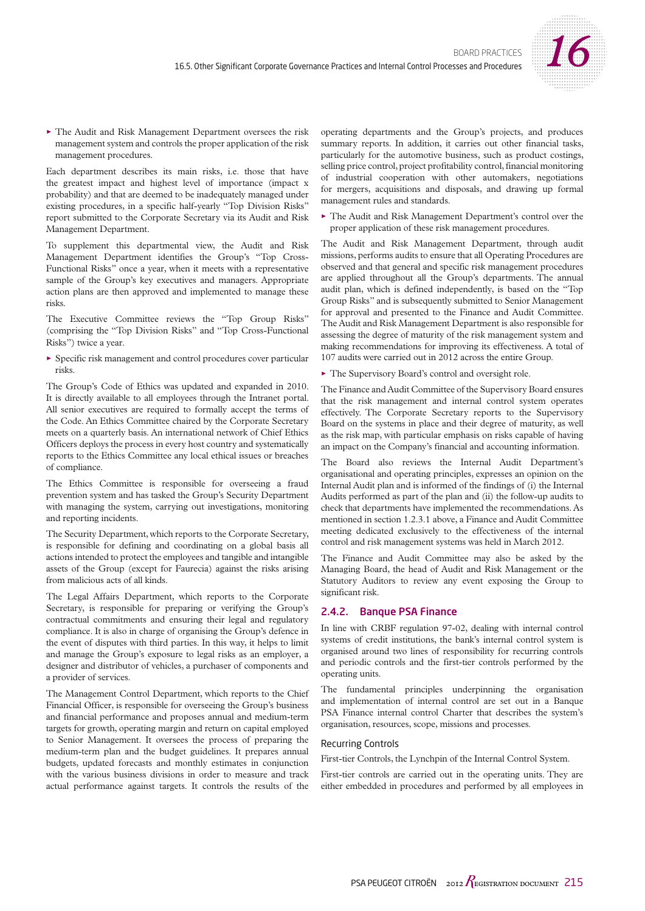- The Audit and Risk Management Department oversees the risk management system and controls the proper application of the risk management procedures.

Each department describes its main risks, i.e. those that have the greatest impact and highest level of importance (impact x probability) and that are deemed to be inadequately managed under existing procedures, in a specific half-yearly "Top Division Risks" report submitted to the Corporate Secretary via its Audit and Risk Management Department.

To supplement this departmental view, the Audit and Risk Management Department identifies the Group's "Top Cross-Functional Risks" once a year, when it meets with a representative sample of the Group's key executives and managers. Appropriate action plans are then approved and implemented to manage these risks.

The Executive Committee reviews the "Top Group Risks" (comprising the "Top Division Risks" and "Top Cross-Functional Risks") twice a year.

- Specific risk management and control procedures cover particular risks.

The Group's Code of Ethics was updated and expanded in 2010. It is directly available to all employees through the Intranet portal. All senior executives are required to formally accept the terms of the Code. An Ethics Committee chaired by the Corporate Secretary meets on a quarterly basis. An international network of Chief Ethics Officers deploys the process in every host country and systematically reports to the Ethics Committee any local ethical issues or breaches of compliance.

The Ethics Committee is responsible for overseeing a fraud prevention system and has tasked the Group's Security Department with managing the system, carrying out investigations, monitoring and reporting incidents.

The Security Department, which reports to the Corporate Secretary, is responsible for defining and coordinating on a global basis all actions intended to protect the employees and tangible and intangible assets of the Group (except for Faurecia) against the risks arising from malicious acts of all kinds.

The Legal Affairs Department, which reports to the Corporate Secretary, is responsible for preparing or verifying the Group's contractual commitments and ensuring their legal and regulatory compliance. It is also in charge of organising the Group's defence in the event of disputes with third parties. In this way, it helps to limit and manage the Group's exposure to legal risks as an employer, a designer and distributor of vehicles, a purchaser of components and a provider of services.

The Management Control Department, which reports to the Chief Financial Officer, is responsible for overseeing the Group's business and financial performance and proposes annual and medium-term targets for growth, operating margin and return on capital employed to Senior Management. It oversees the process of preparing the medium-term plan and the budget guidelines. It prepares annual budgets, updated forecasts and monthly estimates in conjunction with the various business divisions in order to measure and track actual performance against targets. It controls the results of the operating departments and the Group's projects, and produces summary reports. In addition, it carries out other financial tasks, particularly for the automotive business, such as product costings, selling price control, project profitability control, financial monitoring of industrial cooperation with other automakers, negotiations for mergers, acquisitions and disposals, and drawing up formal management rules and standards.

- The Audit and Risk Management Department's control over the proper application of these risk management procedures.

The Audit and Risk Management Department, through audit missions, performs audits to ensure that all Operating Procedures are observed and that general and specific risk management procedures are applied throughout all the Group's departments. The annual audit plan, which is defined independently, is based on the "Top Group Risks" and is subsequently submitted to Senior Management for approval and presented to the Finance and Audit Committee. The Audit and Risk Management Department is also responsible for assessing the degree of maturity of the risk management system and making recommendations for improving its effectiveness. A total of 107 audits were carried out in 2012 across the entire Group.

- The Supervisory Board's control and oversight role.

The Finance and Audit Committee of the Supervisory Board ensures that the risk management and internal control system operates effectively. The Corporate Secretary reports to the Supervisory Board on the systems in place and their degree of maturity, as well as the risk map, with particular emphasis on risks capable of having an impact on the Company's financial and accounting information.

The Board also reviews the Internal Audit Department's organisational and operating principles, expresses an opinion on the Internal Audit plan and is informed of the findings of (i) the Internal Audits performed as part of the plan and (ii) the follow-up audits to check that departments have implemented the recommendations. As mentioned in section 1.2.3.1 above, a Finance and Audit Committee meeting dedicated exclusively to the effectiveness of the internal control and risk management systems was held in March 2012.

The Finance and Audit Committee may also be asked by the Managing Board, the head of Audit and Risk Management or the Statutory Auditors to review any event exposing the Group to significant risk.

## 2.4.2. Banque PSA Finance

In line with CRBF regulation 97-02, dealing with internal control systems of credit institutions, the bank's internal control system is organised around two lines of responsibility for recurring controls and periodic controls and the first-tier controls performed by the operating units.

The fundamental principles underpinning the organisation and implementation of internal control are set out in a Banque PSA Finance internal control Charter that describes the system's organisation, resources, scope, missions and processes.

### Recurring Controls

First-tier Controls, the Lynchpin of the Internal Control System.

First-tier controls are carried out in the operating units. They are either embedded in procedures and performed by all employees in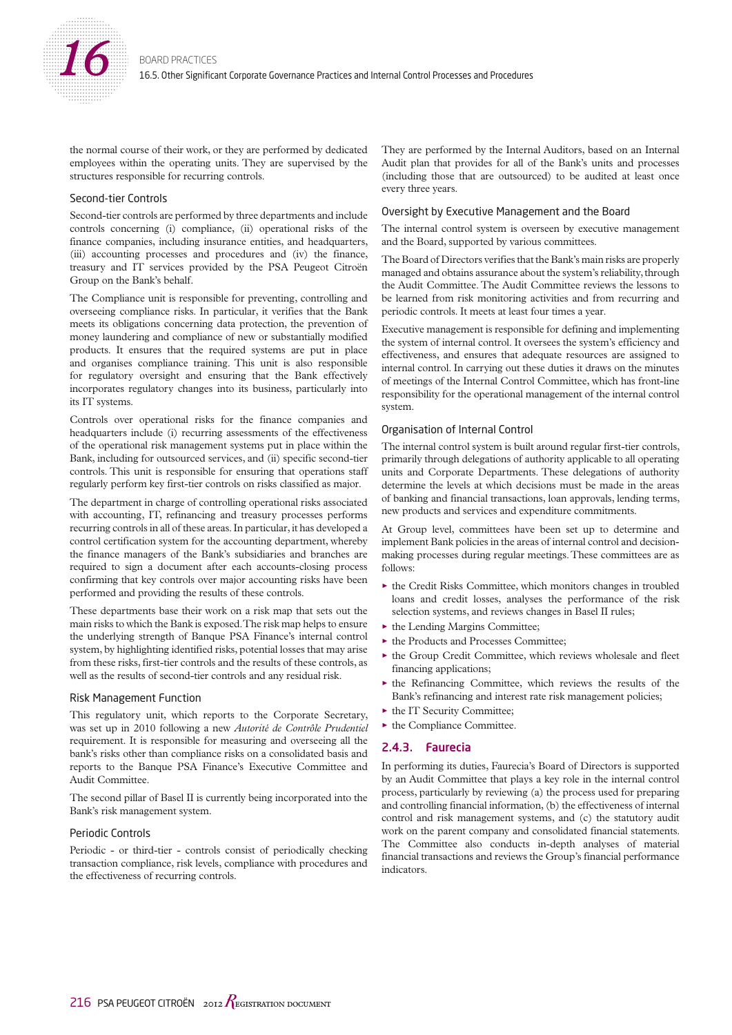the normal course of their work, or they are performed by dedicated employees within the operating units. They are supervised by the structures responsible for recurring controls.

### Second-tier Controls

Second-tier controls are performed by three departments and include controls concerning (i) compliance, (ii) operational risks of the finance companies, including insurance entities, and headquarters, (iii) accounting processes and procedures and (iv) the finance, treasury and IT services provided by the PSA Peugeot Citroën Group on the Bank's behalf.

The Compliance unit is responsible for preventing, controlling and overseeing compliance risks. In particular, it verifies that the Bank meets its obligations concerning data protection, the prevention of money laundering and compliance of new or substantially modified products. It ensures that the required systems are put in place and organises compliance training. This unit is also responsible for regulatory oversight and ensuring that the Bank effectively incorporates regulatory changes into its business, particularly into its IT systems.

Controls over operational risks for the finance companies and headquarters include (i) recurring assessments of the effectiveness of the operational risk management systems put in place within the Bank, including for outsourced services, and (ii) specific second-tier controls. This unit is responsible for ensuring that operations staff regularly perform key first-tier controls on risks classified as major.

The department in charge of controlling operational risks associated with accounting, IT, refinancing and treasury processes performs recurring controls in all of these areas. In particular, it has developed a control certification system for the accounting department, whereby the finance managers of the Bank's subsidiaries and branches are required to sign a document after each accounts-closing process confirming that key controls over major accounting risks have been performed and providing the results of these controls.

These departments base their work on a risk map that sets out the main risks to which the Bank is exposed. The risk map helps to ensure the underlying strength of Banque PSA Finance's internal control system, by highlighting identified risks, potential losses that may arise from these risks, first-tier controls and the results of these controls, as well as the results of second-tier controls and any residual risk.

### Risk Management Function

This regulatory unit, which reports to the Corporate Secretary, was set up in 2010 following a new *Autorité de Contrôle Prudentiel* requirement. It is responsible for measuring and overseeing all the bank's risks other than compliance risks on a consolidated basis and reports to the Banque PSA Finance's Executive Committee and Audit Committee.

The second pillar of Basel II is currently being incorporated into the Bank's risk management system.

### Periodic Controls

Periodic - or third-tier - controls consist of periodically checking transaction compliance, risk levels, compliance with procedures and the effectiveness of recurring controls.

They are performed by the Internal Auditors, based on an Internal Audit plan that provides for all of the Bank's units and processes (including those that are outsourced) to be audited at least once every three years.

### Oversight by Executive Management and the Board

The internal control system is overseen by executive management and the Board, supported by various committees.

The Board of Directors verifies that the Bank's main risks are properly managed and obtains assurance about the system's reliability, through the Audit Committee. The Audit Committee reviews the lessons to be learned from risk monitoring activities and from recurring and periodic controls. It meets at least four times a year.

Executive management is responsible for defining and implementing the system of internal control. It oversees the system's efficiency and effectiveness, and ensures that adequate resources are assigned to internal control. In carrying out these duties it draws on the minutes of meetings of the Internal Control Committee, which has front-line responsibility for the operational management of the internal control system.

### Organisation of Internal Control

The internal control system is built around regular first-tier controls, primarily through delegations of authority applicable to all operating units and Corporate Departments. These delegations of authority determine the levels at which decisions must be made in the areas of banking and financial transactions, loan approvals, lending terms, new products and services and expenditure commitments.

At Group level, committees have been set up to determine and implement Bank policies in the areas of internal control and decision-making processes during regular meetings. These committees are as follows:

- the Credit Risks Committee, which monitors changes in troubled loans and credit losses, analyses the performance of the risk selection systems, and reviews changes in Basel II rules;
- the Lending Margins Committee;
- the Products and Processes Committee;
- the Group Credit Committee, which reviews wholesale and fleet financing applications;
- the Refinancing Committee, which reviews the results of the Bank's refinancing and interest rate risk management policies;
- the IT Security Committee;
- the Compliance Committee.

## 2.4.3. Faurecia

In performing its duties, Faurecia's Board of Directors is supported by an Audit Committee that plays a key role in the internal control process, particularly by reviewing (a) the process used for preparing and controlling financial information, (b) the effectiveness of internal control and risk management systems, and (c) the statutory audit work on the parent company and consolidated financial statements. The Committee also conducts in-depth analyses of material financial transactions and reviews the Group's financial performance indicators.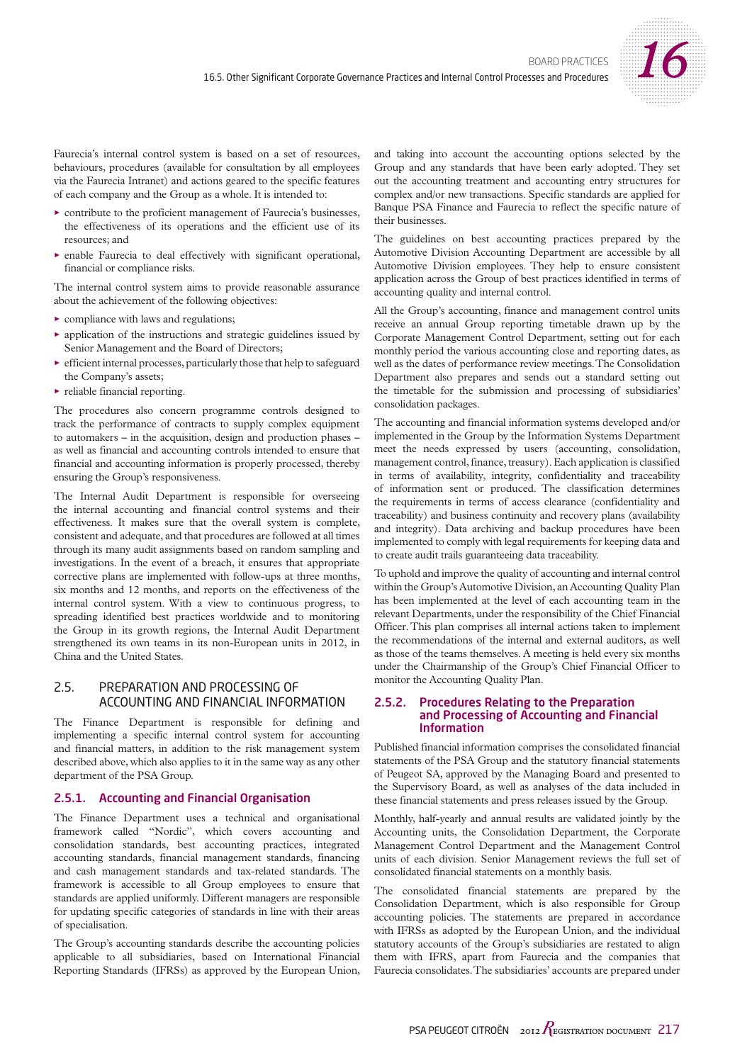Faurecia's internal control system is based on a set of resources, behaviours, procedures (available for consultation by all employees via the Faurecia Intranet) and actions geared to the specific features of each company and the Group as a whole. It is intended to:

- contribute to the proficient management of Faurecia's businesses, the effectiveness of its operations and the efficient use of its resources; and
- enable Faurecia to deal effectively with significant operational, financial or compliance risks.

The internal control system aims to provide reasonable assurance about the achievement of the following objectives:

- compliance with laws and regulations;
- application of the instructions and strategic guidelines issued by Senior Management and the Board of Directors;
- efficient internal processes, particularly those that help to safeguard the Company's assets;
- reliable financial reporting.

The procedures also concern programme controls designed to track the performance of contracts to supply complex equipment to automakers – in the acquisition, design and production phases – as well as financial and accounting controls intended to ensure that financial and accounting information is properly processed, thereby ensuring the Group's responsiveness.

The Internal Audit Department is responsible for overseeing the internal accounting and financial control systems and their effectiveness. It makes sure that the overall system is complete, consistent and adequate, and that procedures are followed at all times through its many audit assignments based on random sampling and investigations. In the event of a breach, it ensures that appropriate corrective plans are implemented with follow-ups at three months, six months and 12 months, and reports on the effectiveness of the internal control system. With a view to continuous progress, to spreading identified best practices worldwide and to monitoring the Group in its growth regions, the Internal Audit Department strengthened its own teams in its non-European units in 2012, in China and the United States.

## 2.5. PREPARATION AND PROCESSING OF ACCOUNTING AND FINANCIAL INFORMATION

The Finance Department is responsible for defining and implementing a specific internal control system for accounting and financial matters, in addition to the risk management system described above, which also applies to it in the same way as any other department of the PSA Group.

### 2.5.1. Accounting and Financial Organisation

The Finance Department uses a technical and organisational framework called "Nordic", which covers accounting and consolidation standards, best accounting practices, integrated accounting standards, financial management standards, financing and cash management standards and tax-related standards. The framework is accessible to all Group employees to ensure that standards are applied uniformly. Different managers are responsible for updating specific categories of standards in line with their areas of specialisation.

The Group's accounting standards describe the accounting policies applicable to all subsidiaries, based on International Financial Reporting Standards (IFRSs) as approved by the European Union, and taking into account the accounting options selected by the Group and any standards that have been early adopted. They set out the accounting treatment and accounting entry structures for complex and/or new transactions. Specific standards are applied for Banque PSA Finance and Faurecia to reflect the specific nature of their businesses.

The guidelines on best accounting practices prepared by the Automotive Division Accounting Department are accessible by all Automotive Division employees. They help to ensure consistent application across the Group of best practices identified in terms of accounting quality and internal control.

All the Group's accounting, finance and management control units receive an annual Group reporting timetable drawn up by the Corporate Management Control Department, setting out for each monthly period the various accounting close and reporting dates, as well as the dates of performance review meetings. The Consolidation Department also prepares and sends out a standard setting out the timetable for the submission and processing of subsidiaries' consolidation packages.

The accounting and financial information systems developed and/or implemented in the Group by the Information Systems Department meet the needs expressed by users (accounting, consolidation, management control, finance, treasury). Each application is classified in terms of availability, integrity, confidentiality and traceability of information sent or produced. The classification determines the requirements in terms of access clearance (confidentiality and traceability) and business continuity and recovery plans (availability and integrity). Data archiving and backup procedures have been implemented to comply with legal requirements for keeping data and to create audit trails guaranteeing data traceability.

To uphold and improve the quality of accounting and internal control within the Group's Automotive Division, an Accounting Quality Plan has been implemented at the level of each accounting team in the relevant Departments, under the responsibility of the Chief Financial Officer. This plan comprises all internal actions taken to implement the recommendations of the internal and external auditors, as well as those of the teams themselves. A meeting is held every six months under the Chairmanship of the Group's Chief Financial Officer to monitor the Accounting Quality Plan.

### 2.5.2. Procedures Relating to the Preparation and Processing of Accounting and Financial Information

Published financial information comprises the consolidated financial statements of the PSA Group and the statutory financial statements of Peugeot SA, approved by the Managing Board and presented to the Supervisory Board, as well as analyses of the data included in these financial statements and press releases issued by the Group.

Monthly, half-yearly and annual results are validated jointly by the Accounting units, the Consolidation Department, the Corporate Management Control Department and the Management Control units of each division. Senior Management reviews the full set of consolidated financial statements on a monthly basis.

The consolidated financial statements are prepared by the Consolidation Department, which is also responsible for Group accounting policies. The statements are prepared in accordance with IFRSs as adopted by the European Union, and the individual statutory accounts of the Group's subsidiaries are restated to align them with IFRS, apart from Faurecia and the companies that Faurecia consolidates. The subsidiaries' accounts are prepared under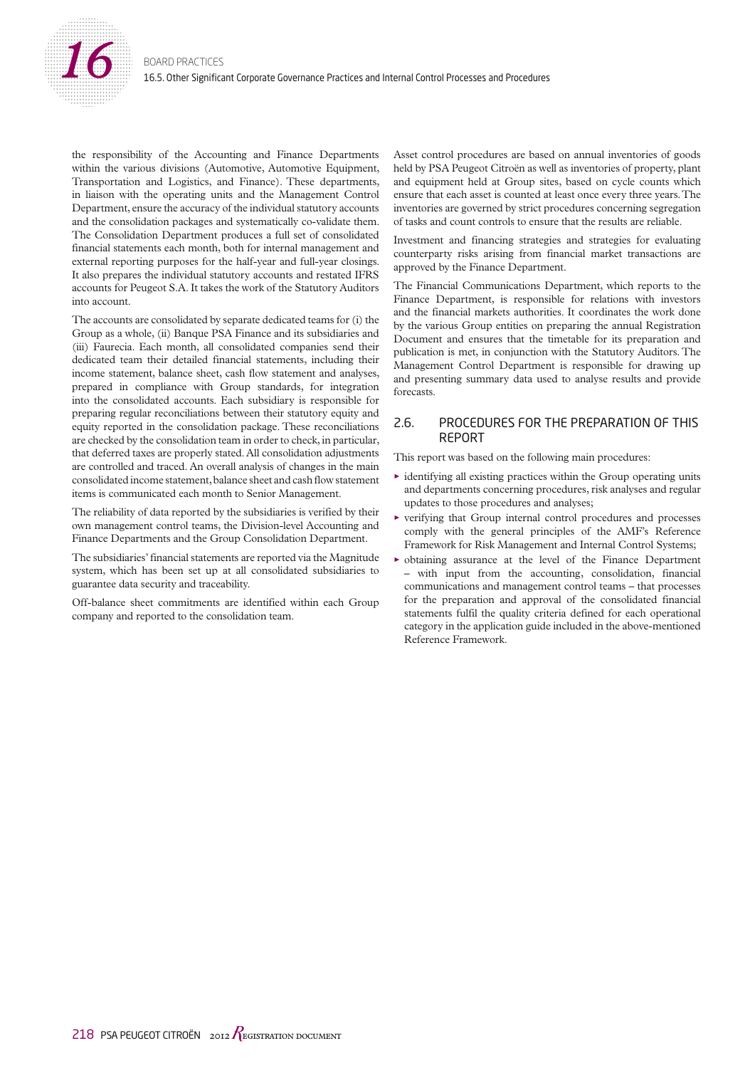the responsibility of the Accounting and Finance Departments within the various divisions (Automotive, Automotive Equipment, Transportation and Logistics, and Finance). These departments, in liaison with the operating units and the Management Control Department, ensure the accuracy of the individual statutory accounts and the consolidation packages and systematically co-validate them. The Consolidation Department produces a full set of consolidated financial statements each month, both for internal management and external reporting purposes for the half-year and full-year closings. It also prepares the individual statutory accounts and restated IFRS accounts for Peugeot S.A. It takes the work of the Statutory Auditors into account.

The accounts are consolidated by separate dedicated teams for (i) the Group as a whole, (ii) Banque PSA Finance and its subsidiaries and (iii) Faurecia. Each month, all consolidated companies send their dedicated team their detailed financial statements, including their income statement, balance sheet, cash flow statement and analyses, prepared in compliance with Group standards, for integration into the consolidated accounts. Each subsidiary is responsible for preparing regular reconciliations between their statutory equity and equity reported in the consolidation package. These reconciliations are checked by the consolidation team in order to check, in particular, that deferred taxes are properly stated. All consolidation adjustments are controlled and traced. An overall analysis of changes in the main consolidated income statement, balance sheet and cash flow statement items is communicated each month to Senior Management.

The reliability of data reported by the subsidiaries is verified by their own management control teams, the Division-level Accounting and Finance Departments and the Group Consolidation Department.

The subsidiaries' financial statements are reported via the Magnitude system, which has been set up at all consolidated subsidiaries to guarantee data security and traceability.

Off-balance sheet commitments are identified within each Group company and reported to the consolidation team.

Asset control procedures are based on annual inventories of goods held by PSA Peugeot Citroën as well as inventories of property, plant and equipment held at Group sites, based on cycle counts which ensure that each asset is counted at least once every three years. The inventories are governed by strict procedures concerning segregation of tasks and count controls to ensure that the results are reliable.

Investment and financing strategies and strategies for evaluating counterparty risks arising from financial market transactions are approved by the Finance Department.

The Financial Communications Department, which reports to the Finance Department, is responsible for relations with investors and the financial markets authorities. It coordinates the work done by the various Group entities on preparing the annual Registration Document and ensures that the timetable for its preparation and publication is met, in conjunction with the Statutory Auditors. The Management Control Department is responsible for drawing up and presenting summary data used to analyse results and provide forecasts.

## 2.6. PROCEDURES FOR THE PREPARATION OF THIS REPORT

This report was based on the following main procedures:

- identifying all existing practices within the Group operating units and departments concerning procedures, risk analyses and regular updates to those procedures and analyses;
- verifying that Group internal control procedures and processes comply with the general principles of the AMF's Reference Framework for Risk Management and Internal Control Systems;
- obtaining assurance at the level of the Finance Department – with input from the accounting, consolidation, financial communications and management control teams – that processes for the preparation and approval of the consolidated financial statements fulfil the quality criteria defined for each operational category in the application guide included in the above-mentioned Reference Framework.